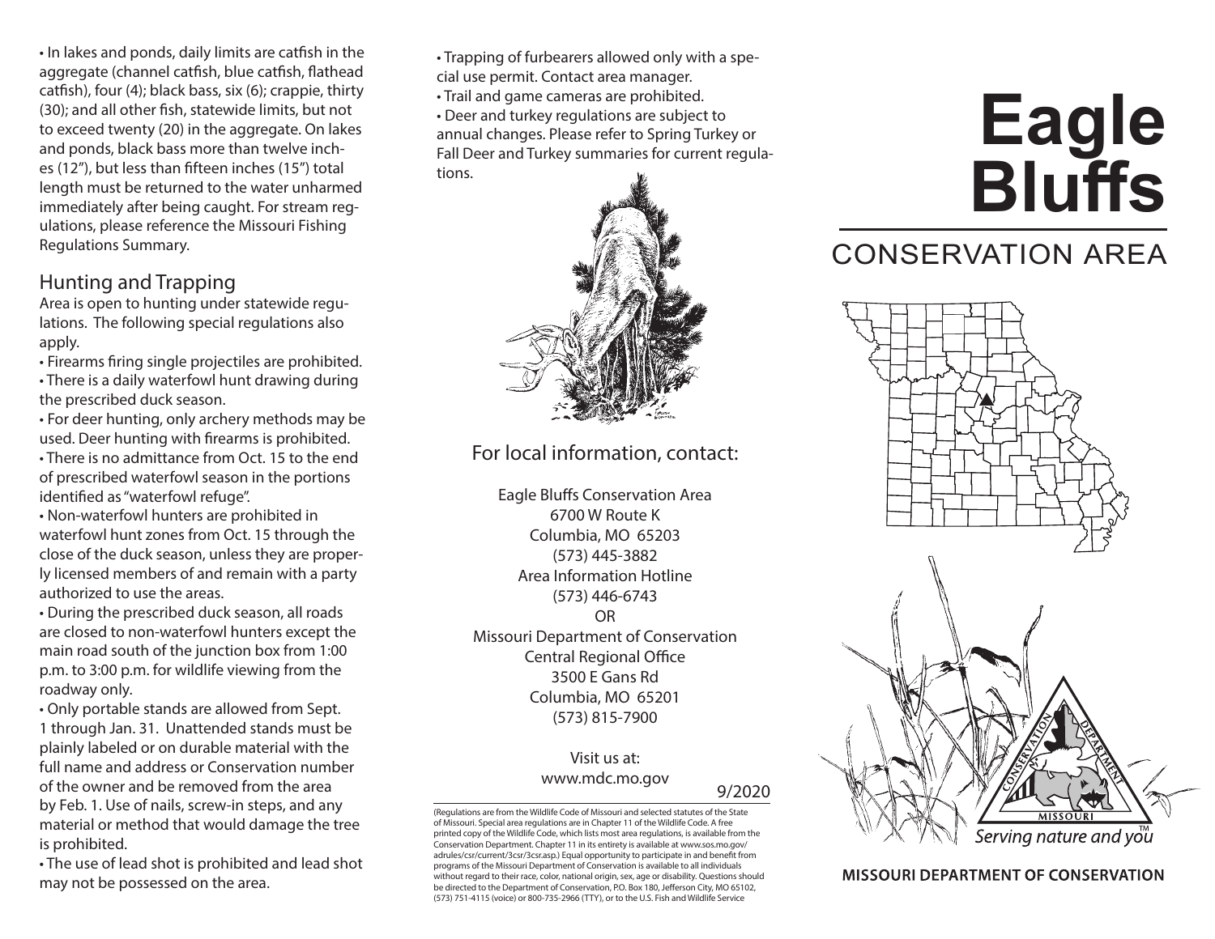• In lakes and ponds, daily limits are catfish in the aggregate (channel catfish, blue catfish, flathead catfish), four (4); black bass, six (6); crappie, thirty (30); and all other fish, statewide limits, but not to exceed twenty (20) in the aggregate. On lakes and ponds, black bass more than twelve inches (12"), but less than fifteen inches (15") total length must be returned to the water unharmed immediately after being caught. For stream regulations, please reference the Missouri Fishing Regulations Summary.

## Hunting and Trapping

Area is open to hunting under statewide regulations. The following special regulations also apply.

- Firearms firing single projectiles are prohibited.
- There is a daily waterfowl hunt drawing during the prescribed duck season.
- For deer hunting, only archery methods may be used. Deer hunting with firearms is prohibited.
- There is no admittance from Oct. 15 to the end of prescribed waterfowl season in the portions identified as "waterfowl refuge".
- Non-waterfowl hunters are prohibited in waterfowl hunt zones from Oct. 15 through the close of the duck season, unless they are properly licensed members of and remain with a party authorized to use the areas.
- During the prescribed duck season, all roads are closed to non-waterfowl hunters except the main road south of the junction box from 1:00 p.m. to 3:00 p.m. for wildlife viewing from the roadway only.
- Only portable stands are allowed from Sept. 1 through Jan. 31. Unattended stands must be plainly labeled or on durable material with the full name and address or Conservation number of the owner and be removed from the area by Feb. 1. Use of nails, screw-in steps, and any material or method that would damage the tree is prohibited.
- The use of lead shot is prohibited and lead shot may not be possessed on the area.
- Trapping of furbearers allowed only with a special use permit. Contact area manager.
- Trail and game cameras are prohibited.
- Deer and turkey regulations are subject to annual changes. Please refer to Spring Turkey or Fall Deer and Turkey summaries for current regulations.

## For local information, contact:

Eagle Bluffs Conservation Area
6700 W Route K
Columbia, MO 65203
(573) 445-3882
Area Information Hotline
(573) 446-6743
OR
Missouri Department of Conservation
Central Regional Office
3500 E Gans Rd
Columbia, MO 65201
(573) 815-7900

Visit us at:
www.mdc.mo.gov

9/2020

(Regulations are from the Wildlife Code of Missouri and selected statutes of the State of Missouri. Special area regulations are in Chapter 11 of the Wildlife Code. A free printed copy of the Wildlife Code, which lists most area regulations, is available from the Conservation Department. Chapter 11 in its entirety is available at www.sos.mo.gov/adrules/csr/current/3csr/3csr.asp.) Equal opportunity to participate in and benefit from programs of the Missouri Department of Conservation is available to all individuals without regard to their race, color, national origin, sex, age or disability. Questions should be directed to the Department of Conservation, P.O. Box 180, Jefferson City, MO 65102, (573) 751-4115 (voice) or 800-735-2966 (TTY), or to the U.S. Fish and Wildlife Service

# Eagle Bluffs

## CONSERVATION AREA

Serving nature and you™

MISSOURI DEPARTMENT OF CONSERVATION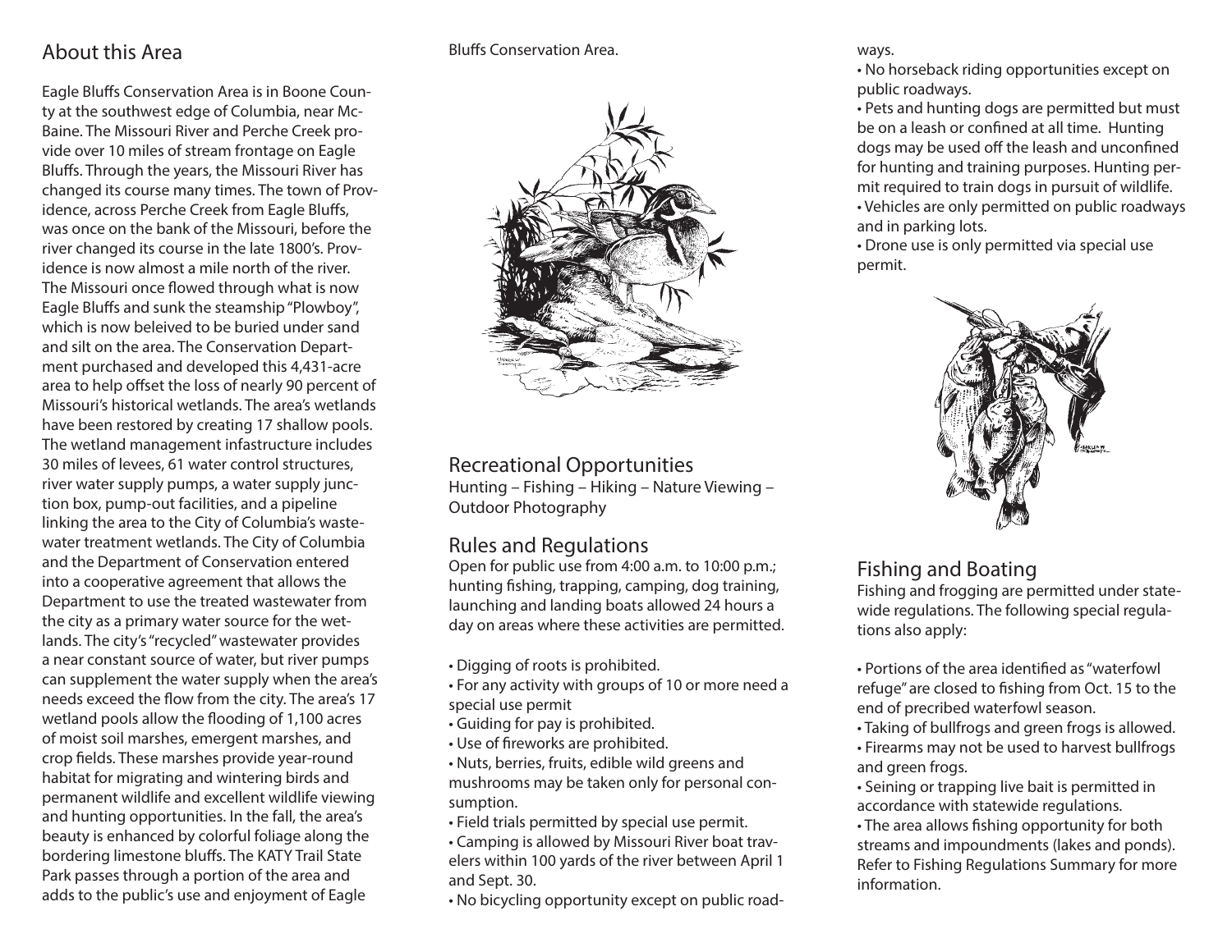## About this Area

Eagle Bluffs Conservation Area is in Boone County at the southwest edge of Columbia, near McBaine. The Missouri River and Perche Creek provide over 10 miles of stream frontage on Eagle Bluffs. Through the years, the Missouri River has changed its course many times. The town of Providence, across Perche Creek from Eagle Bluffs, was once on the bank of the Missouri, before the river changed its course in the late 1800's. Providence is now almost a mile north of the river. The Missouri once flowed through what is now Eagle Bluffs and sunk the steamship "Plowboy", which is now beleived to be buried under sand and silt on the area. The Conservation Department purchased and developed this 4,431-acre area to help offset the loss of nearly 90 percent of Missouri's historical wetlands. The area's wetlands have been restored by creating 17 shallow pools. The wetland management infastructure includes 30 miles of levees, 61 water control structures, river water supply pumps, a water supply junction box, pump-out facilities, and a pipeline linking the area to the City of Columbia's wastewater treatment wetlands. The City of Columbia and the Department of Conservation entered into a cooperative agreement that allows the Department to use the treated wastewater from the city as a primary water source for the wetlands. The city's "recycled" wastewater provides a near constant source of water, but river pumps can supplement the water supply when the area's needs exceed the flow from the city. The area's 17 wetland pools allow the flooding of 1,100 acres of moist soil marshes, emergent marshes, and crop fields. These marshes provide year-round habitat for migrating and wintering birds and permanent wildlife and excellent wildlife viewing and hunting opportunities. In the fall, the area's beauty is enhanced by colorful foliage along the bordering limestone bluffs. The KATY Trail State Park passes through a portion of the area and adds to the public's use and enjoyment of Eagle Bluffs Conservation Area.

## Recreational Opportunities

Hunting – Fishing – Hiking – Nature Viewing – Outdoor Photography

## Rules and Regulations

Open for public use from 4:00 a.m. to 10:00 p.m.; hunting fishing, trapping, camping, dog training, launching and landing boats allowed 24 hours a day on areas where these activities are permitted.

- Digging of roots is prohibited.
- For any activity with groups of 10 or more need a special use permit
- Guiding for pay is prohibited.
- Use of fireworks are prohibited.
- Nuts, berries, fruits, edible wild greens and mushrooms may be taken only for personal consumption.
- Field trials permitted by special use permit.
- Camping is allowed by Missouri River boat travelers within 100 yards of the river between April 1 and Sept. 30.
- No bicycling opportunity except on public roadways.
- No horseback riding opportunities except on public roadways.
- Pets and hunting dogs are permitted but must be on a leash or confined at all time. Hunting dogs may be used off the leash and unconfined for hunting and training purposes. Hunting permit required to train dogs in pursuit of wildlife.
- Vehicles are only permitted on public roadways and in parking lots.
- Drone use is only permitted via special use permit.

## Fishing and Boating

Fishing and frogging are permitted under statewide regulations. The following special regulations also apply:

- Portions of the area identified as "waterfowl refuge" are closed to fishing from Oct. 15 to the end of precribed waterfowl season.
- Taking of bullfrogs and green frogs is allowed.
- Firearms may not be used to harvest bullfrogs and green frogs.
- Seining or trapping live bait is permitted in accordance with statewide regulations.
- The area allows fishing opportunity for both streams and impoundments (lakes and ponds). Refer to Fishing Regulations Summary for more information.